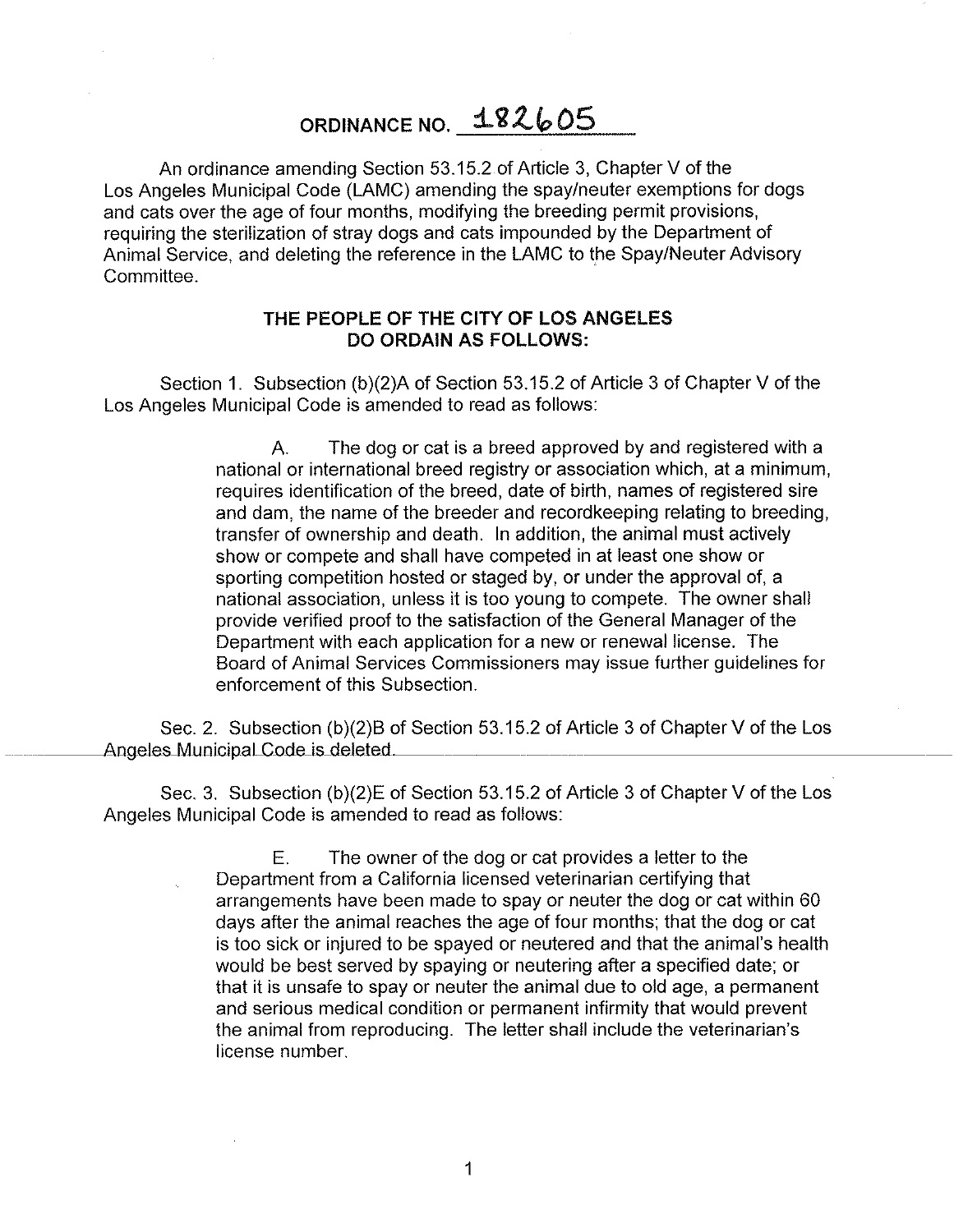# ORDINANCE NO. 182605

An ordinance amending Section 53.15.2 of Article 3, Chapter V of the Los Angeles Municipal Code (LAMC) amending the spay/neuter exemptions for dogs and cats over the age of four months, modifying the breeding permit provisions, requiring the sterilization of stray dogs and cats impounded by the Department of Animal Service, and deleting the reference in the LAMC to the Spay/Neuter Advisory Committee.

## THE PEOPLE OF THE CITY OF LOS ANGELES DO ORDAIN AS FOLLOWS:

Section 1. Subsection (b)(2)A of Section 53.15.2 of Article 3 of Chapter V of the Los Angeles Municipal Code is amended to read as follows:

> A. The dog or cat is a breed approved by and registered with a national or international breed registry or association which, at a minimum, requires identification of the breed, date of birth, names of registered sire and dam, the name of the breeder and recordkeeping relating to breeding, transfer of ownership and death. In addition, the animal must actively show or compete and shall have competed in at least one show or sporting competition hosted or staged by, or under the approval of, a national association, unless it is too young to compete. The owner shall provide verified proof to the satisfaction of the General Manager of the Department with each application for a new or renewal license. The Board of Animal Services Commissioners may issue further guidelines for enforcement of this Subsection.

Sec. 2. Subsection (b)(2)B of Section 53.15.2 of Article 3 of Chapter V of the Los Angeles Municipal Code is deleted.

Sec. 3. Subsection (b)(2)E of Section 53.15.2 of Article 3 of Chapter V of the Los Angeles Municipal Code is amended to read as follows:

> E. The owner of the dog or cat provides a letter to the Department from a California licensed veterinarian certifying that arrangements have been made to spay or neuter the dog or cat within 60 days after the animal reaches the age of four months; that the dog or cat is too sick or injured to be spayed or neutered and that the animal's health would be best served by spaying or neutering after a specified date; or that it is unsafe to spay or neuter the animal due to old age, a permanent and serious medical condition or permanent infirmity that would prevent the animal from reproducing. The letter shall include the veterinarian's license number.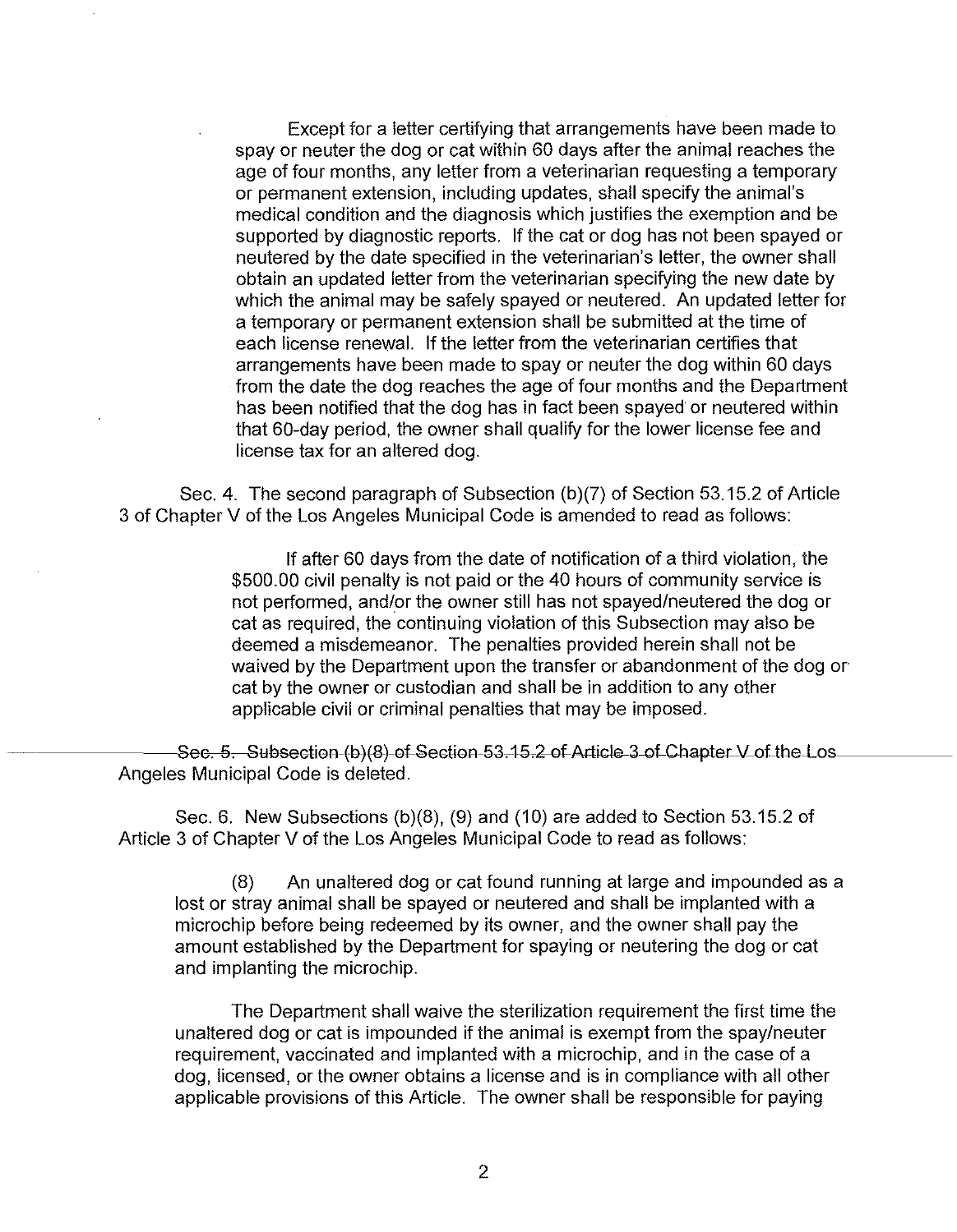Except for a letter certifying that arrangements have been made to spay or neuter the dog or cat within 60 days after the animal reaches the age of four months, any letter from a veterinarian requesting a temporary or permanent extension, including updates, shall specify the animal's medical condition and the diagnosis which justifies the exemption and be supported by diagnostic reports. If the cat or dog has not been spayed or neutered by the date specified in the veterinarian's letter, the owner shall obtain an updated letter from the veterinarian specifying the new date by which the animal may be safely spayed or neutered. An updated letter for a temporary or permanent extension shall be submitted at the time of each license renewal. If the letter from the veterinarian certifies that arrangements have been made to spay or neuter the dog within 60 days from the date the dog reaches the age of four months and the Department has been notified that the dog has in fact been spayed or neutered within that 60-day period, the owner shall qualify for the lower license fee and license tax for an altered dog.

Sec. 4. The second paragraph of Subsection (b)(7) of Section 53.15.2 of Article 3 of Chapter V of the Los Angeles Municipal Code is amended to read as follows:

If after 60 days from the date of notification of a third violation, the $500.00 civil penalty is not paid or the 40 hours of community service is not performed, and/or the owner still has not spayed/neutered the dog or cat as required, the continuing violation of this Subsection may also be deemed a misdemeanor. The penalties provided herein shall not be waived by the Department upon the transfer or abandonment of the dog or cat by the owner or custodian and shall be in addition to any other applicable civil or criminal penalties that may be imposed.

Sec. 5. Subsection (b)(8) of Section 53.15.2 of Article 3 of Chapter V of the Los Angeles Municipal Code is deleted.

Sec. 6. New Subsections (b)(8), (9) and (10) are added to Section 53.15.2 of Article 3 of Chapter V of the Los Angeles Municipal Code to read as follows:

(8) An unaltered dog or cat found running at large and impounded as a lost or stray animal shall be spayed or neutered and shall be implanted with a microchip before being redeemed by its owner, and the owner shall pay the amount established by the Department for spaying or neutering the dog or cat and implanting the microchip.

The Department shall waive the sterilization requirement the first time the unaltered dog or cat is impounded if the animal is exempt from the spay/neuter requirement, vaccinated and implanted with a microchip, and in the case of a dog, licensed, or the owner obtains a license and is in compliance with all other applicable provisions of this Article. The owner shall be responsible for paying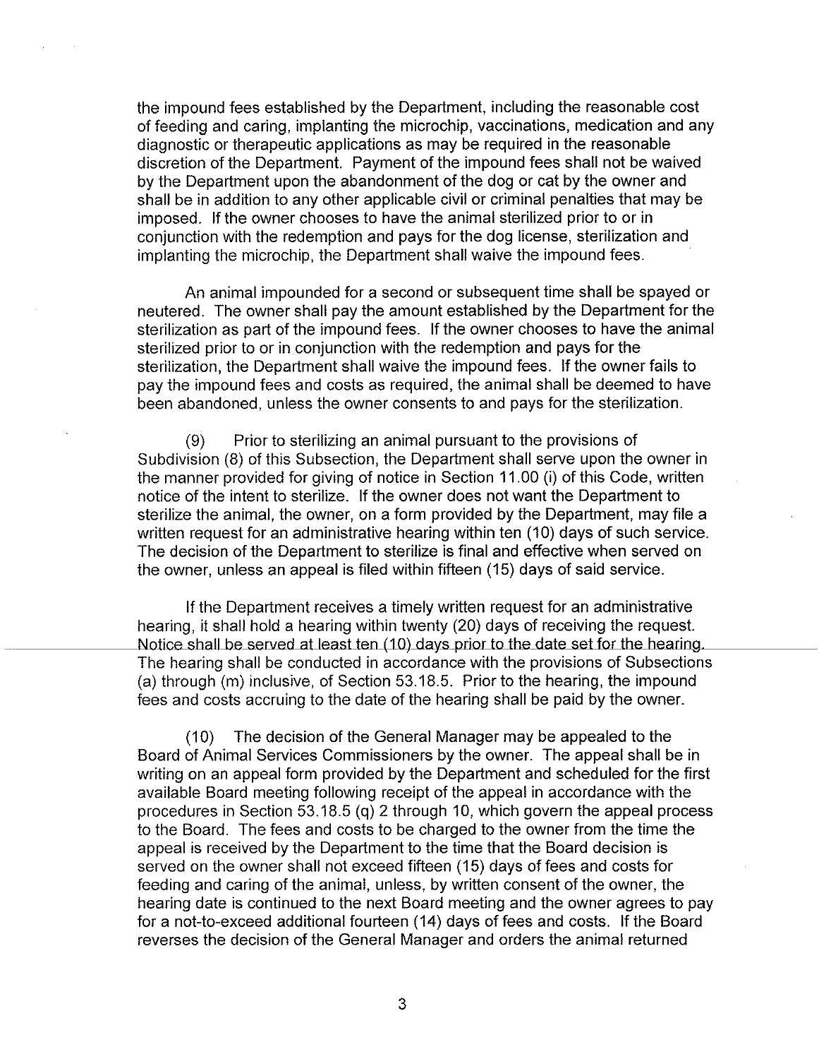the impound fees established by the Department, including the reasonable cost of feeding and caring, implanting the microchip, vaccinations, medication and any diagnostic or therapeutic applications as may be required in the reasonable discretion of the Department. Payment of the impound fees shall not be waived by the Department upon the abandonment of the dog or cat by the owner and shall be in addition to any other applicable civil or criminal penalties that may be imposed. If the owner chooses to have the animal sterilized prior to or in conjunction with the redemption and pays for the dog license, sterilization and implanting the microchip, the Department shall waive the impound fees.

An animal impounded for a second or subsequent time shall be spayed or neutered. The owner shall pay the amount established by the Department for the sterilization as part of the impound fees. If the owner chooses to have the animal sterilized prior to or in conjunction with the redemption and pays for the sterilization, the Department shall waive the impound fees. If the owner fails to pay the impound fees and costs as required, the animal shall be deemed to have been abandoned, unless the owner consents to and pays for the sterilization.

(9) Prior to sterilizing an animal pursuant to the provisions of Subdivision (8) of this Subsection, the Department shall serve upon the owner in the manner provided for giving of notice in Section 11.00 (i) of this Code, written notice of the intent to sterilize. If the owner does not want the Department to sterilize the animal, the owner, on a form provided by the Department, may file a written request for an administrative hearing within ten (10) days of such service. The decision of the Department to sterilize is final and effective when served on the owner, unless an appeal is filed within fifteen (15) days of said service.

If the Department receives a timely written request for an administrative hearing, it shall hold a hearing within twenty (20) days of receiving the request. Notice shall be served at least ten (10) days prior to the date set for the hearing. The hearing shall be conducted in accordance with the provisions of Subsections (a) through (m) inclusive, of Section 53.18.5. Prior to the hearing, the impound fees and costs accruing to the date of the hearing shall be paid by the owner.

(10) The decision of the General Manager may be appealed to the Board of Animal Services Commissioners by the owner. The appeal shall be in writing on an appeal form provided by the Department and scheduled for the first available Board meeting following receipt of the appeal in accordance with the procedures in Section 53.18.5 (q) 2 through 10, which govern the appeal process to the Board. The fees and costs to be charged to the owner from the time the appeal is received by the Department to the time that the Board decision is served on the owner shall not exceed fifteen (15) days of fees and costs for feeding and caring of the animal, unless, by written consent of the owner, the hearing date is continued to the next Board meeting and the owner agrees to pay for a not-to-exceed additional fourteen (14) days of fees and costs. If the Board reverses the decision of the General Manager and orders the animal returned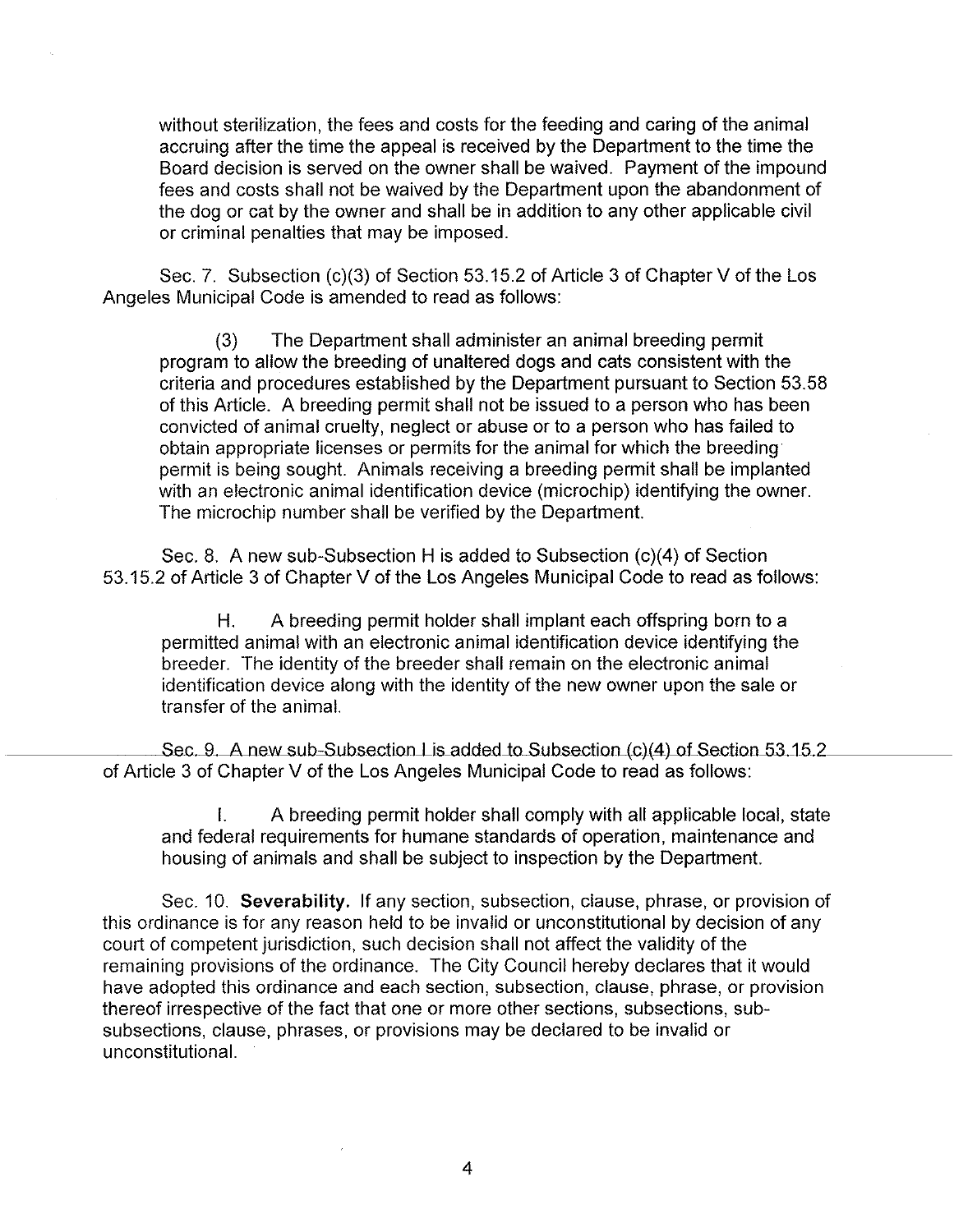without sterilization, the fees and costs for the feeding and caring of the animal accruing after the time the appeal is received by the Department to the time the Board decision is served on the owner shall be waived. Payment of the impound fees and costs shall not be waived by the Department upon the abandonment of the dog or cat by the owner and shall be in addition to any other applicable civil or criminal penalties that may be imposed.

Sec. 7. Subsection (c)(3) of Section 53.15.2 of Article 3 of Chapter V of the Los Angeles Municipal Code is amended to read as follows:

> (3) The Department shall administer an animal breeding permit program to allow the breeding of unaltered dogs and cats consistent with the criteria and procedures established by the Department pursuant to Section 53.58 of this Article. A breeding permit shall not be issued to a person who has been convicted of animal cruelty, neglect or abuse or to a person who has failed to obtain appropriate licenses or permits for the animal for which the breeding permit is being sought. Animals receiving a breeding permit shall be implanted with an electronic animal identification device (microchip) identifying the owner. The microchip number shall be verified by the Department.

Sec. 8. A new sub-Subsection H is added to Subsection (c)(4) of Section 53.15.2 of Article 3 of Chapter V of the Los Angeles Municipal Code to read as follows:

> H. A breeding permit holder shall implant each offspring born to a permitted animal with an electronic animal identification device identifying the breeder. The identity of the breeder shall remain on the electronic animal identification device along with the identity of the new owner upon the sale or transfer of the animal.

Sec. 9. A new sub-Subsection I is added to Subsection (c)(4) of Section 53.15.2 of Article 3 of Chapter V of the Los Angeles Municipal Code to read as follows:

> I. A breeding permit holder shall comply with all applicable local, state and federal requirements for humane standards of operation, maintenance and housing of animals and shall be subject to inspection by the Department.

Sec. 10. **Severability.** If any section, subsection, clause, phrase, or provision of this ordinance is for any reason held to be invalid or unconstitutional by decision of any court of competent jurisdiction, such decision shall not affect the validity of the remaining provisions of the ordinance. The City Council hereby declares that it would have adopted this ordinance and each section, subsection, clause, phrase, or provision thereof irrespective of the fact that one or more other sections, subsections, sub-subsections, clause, phrases, or provisions may be declared to be invalid or unconstitutional.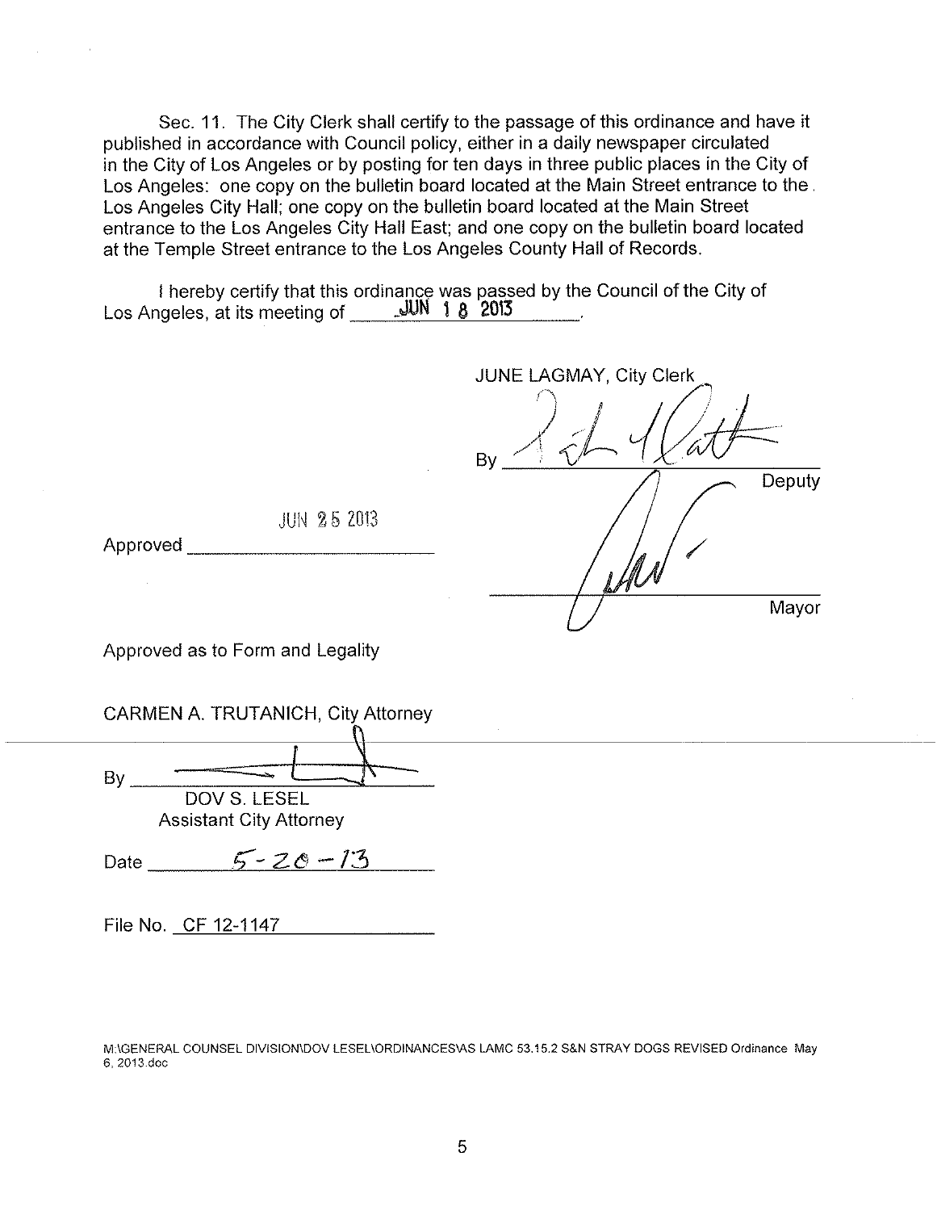Sec. 11. The City Clerk shall certify to the passage of this ordinance and have it published in accordance with Council policy, either in a daily newspaper circulated in the City of Los Angeles or by posting for ten days in three public places in the City of Los Angeles: one copy on the bulletin board located at the Main Street entrance to the Los Angeles City Hall; one copy on the bulletin board located at the Main Street entrance to the Los Angeles City Hall East; and one copy on the bulletin board located at the Temple Street entrance to the Los Angeles County Hall of Records.

I hereby certify that this ordinance was passed by the Council of the City of Los Angeles, at its meeting of JUN 18 2013.

JUNE LAGMAY, City Clerk

By _______________ Deputy

Approved JUN 25 2013

_______________ Mayor

Approved as to Form and Legality

CARMEN A. TRUTANICH, City Attorney

By _______________
DOV S. LESEL
Assistant City Attorney

Date 5-20-13

File No. CF 12-1147

M:\GENERAL COUNSEL DIVISION\DOV LESEL\ORDINANCES\AS LAMC 53.15.2 S&N STRAY DOGS REVISED Ordinance May 6, 2013.doc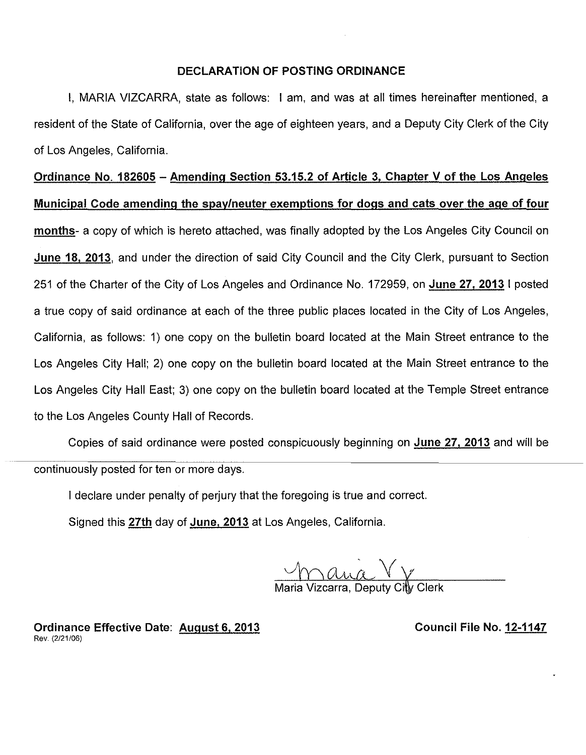## DECLARATION OF POSTING ORDINANCE

I, MARIA VIZCARRA, state as follows: I am, and was at all times hereinafter mentioned, a resident of the State of California, over the age of eighteen years, and a Deputy City Clerk of the City of Los Angeles, California.

**Ordinance No. 182605 – Amending Section 53.15.2 of Article 3, Chapter V of the Los Angeles Municipal Code amending the spay/neuter exemptions for dogs and cats over the age of four months**- a copy of which is hereto attached, was finally adopted by the Los Angeles City Council on **June 18, 2013**, and under the direction of said City Council and the City Clerk, pursuant to Section 251 of the Charter of the City of Los Angeles and Ordinance No. 172959, on **June 27, 2013** I posted a true copy of said ordinance at each of the three public places located in the City of Los Angeles, California, as follows: 1) one copy on the bulletin board located at the Main Street entrance to the Los Angeles City Hall; 2) one copy on the bulletin board located at the Main Street entrance to the Los Angeles City Hall East; 3) one copy on the bulletin board located at the Temple Street entrance to the Los Angeles County Hall of Records.

Copies of said ordinance were posted conspicuously beginning on **June 27, 2013** and will be continuously posted for ten or more days.

I declare under penalty of perjury that the foregoing is true and correct.

Signed this **27th** day of **June, 2013** at Los Angeles, California.

Maria V

Maria Vizcarra, Deputy City Clerk

**Ordinance Effective Date: August 6, 2013**

Rev. (2/21/06)

**Council File No. 12-1147**